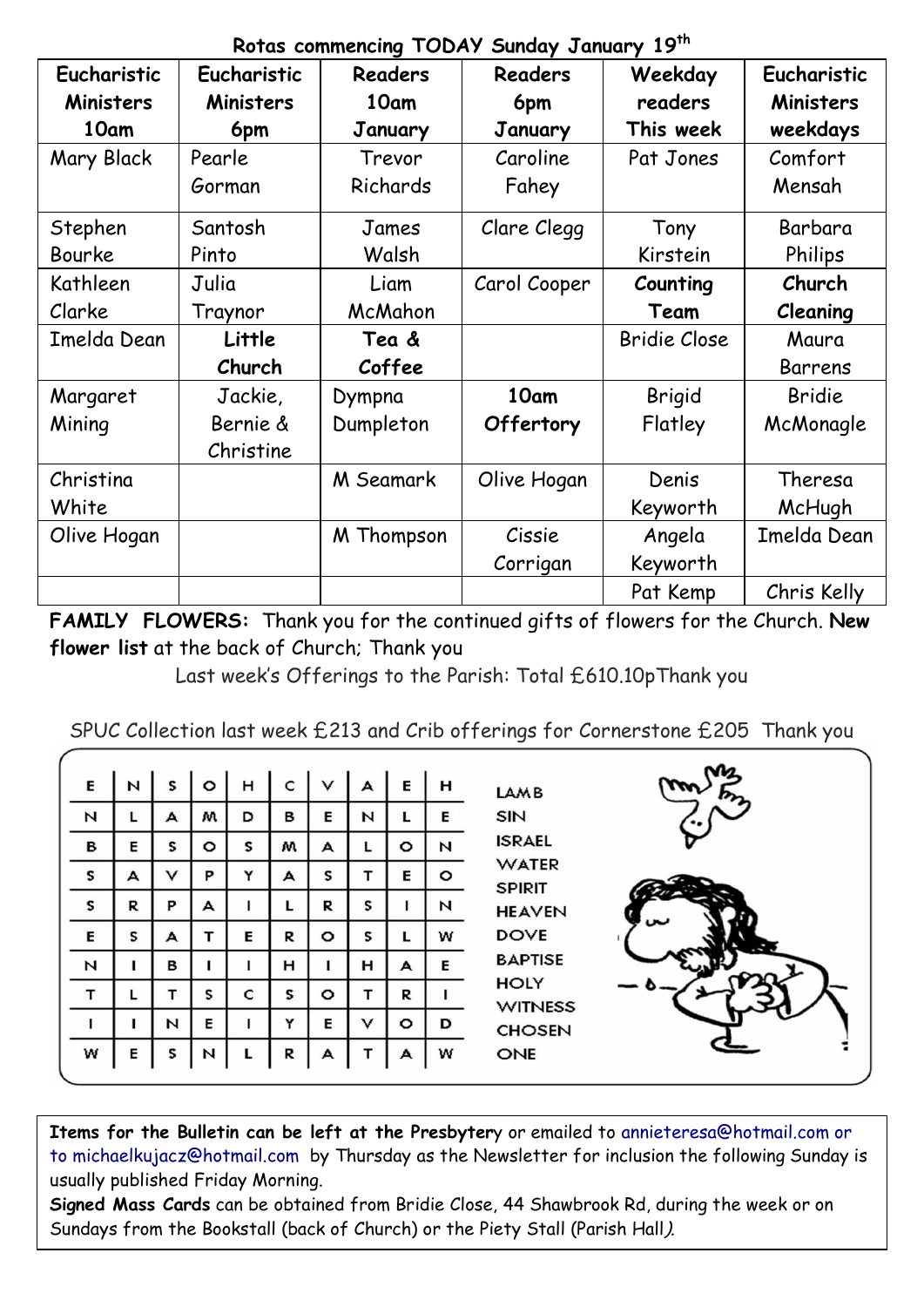## Rotas commencing TODAY Sunday January 19th

| Eucharistic Ministers 10am | Eucharistic Ministers 6pm | Readers 10am January | Readers 6pm January | Weekday readers This week | Eucharistic Ministers weekdays |
|---|---|---|---|---|---|
| Mary Black | Pearle Gorman | Trevor Richards | Caroline Fahey | Pat Jones | Comfort Mensah |
| Stephen Bourke | Santosh Pinto | James Walsh | Clare Clegg | Tony Kirstein | Barbara Philips |
| Kathleen Clarke | Julia Traynor | Liam McMahon | Carol Cooper | **Counting Team** | **Church Cleaning** |
| Imelda Dean | **Little Church** | **Tea & Coffee** | | Bridie Close | Maura Barrens |
| Margaret Mining | Jackie, Bernie & Christine | Dympna Dumpleton | **10am Offertory** | Brigid Flatley | Bridie McMonagle |
| Christina White | | M Seamark | Olive Hogan | Denis Keyworth | Theresa McHugh |
| Olive Hogan | | M Thompson | Cissie Corrigan | Angela Keyworth | Imelda Dean |
| | | | | Pat Kemp | Chris Kelly |

**FAMILY FLOWERS:** Thank you for the continued gifts of flowers for the Church. **New flower list** at the back of Church; Thank you

Last week's Offerings to the Parish: Total £610.10pThank you

SPUC Collection last week £213 and Crib offerings for Cornerstone £205 Thank you

| | | | | | | | | | |
|---|---|---|---|---|---|---|---|---|---|
| E | N | S | O | H | C | V | A | E | H |
| N | L | A | M | D | B | E | N | L | E |
| B | E | S | O | S | M | A | L | O | N |
| S | A | V | P | Y | A | S | T | E | O |
| S | R | P | A | I | L | R | S | I | N |
| E | S | A | T | E | R | O | S | L | W |
| N | I | B | I | I | H | I | H | A | E |
| T | L | T | S | C | S | O | T | R | I |
| I | I | N | E | I | Y | E | V | O | D |
| W | E | S | N | L | R | A | T | A | W |

LAMB
SIN
ISRAEL
WATER
SPIRIT
HEAVEN
DOVE
BAPTISE
HOLY
WITNESS
CHOSEN
ONE

**Items for the Bulletin can be left at the Presbytery** or emailed to annieteresa@hotmail.com or to michaelkujacz@hotmail.com by Thursday as the Newsletter for inclusion the following Sunday is usually published Friday Morning.

**Signed Mass Cards** can be obtained from Bridie Close, 44 Shawbrook Rd, during the week or on Sundays from the Bookstall (back of Church) or the Piety Stall (Parish Hall).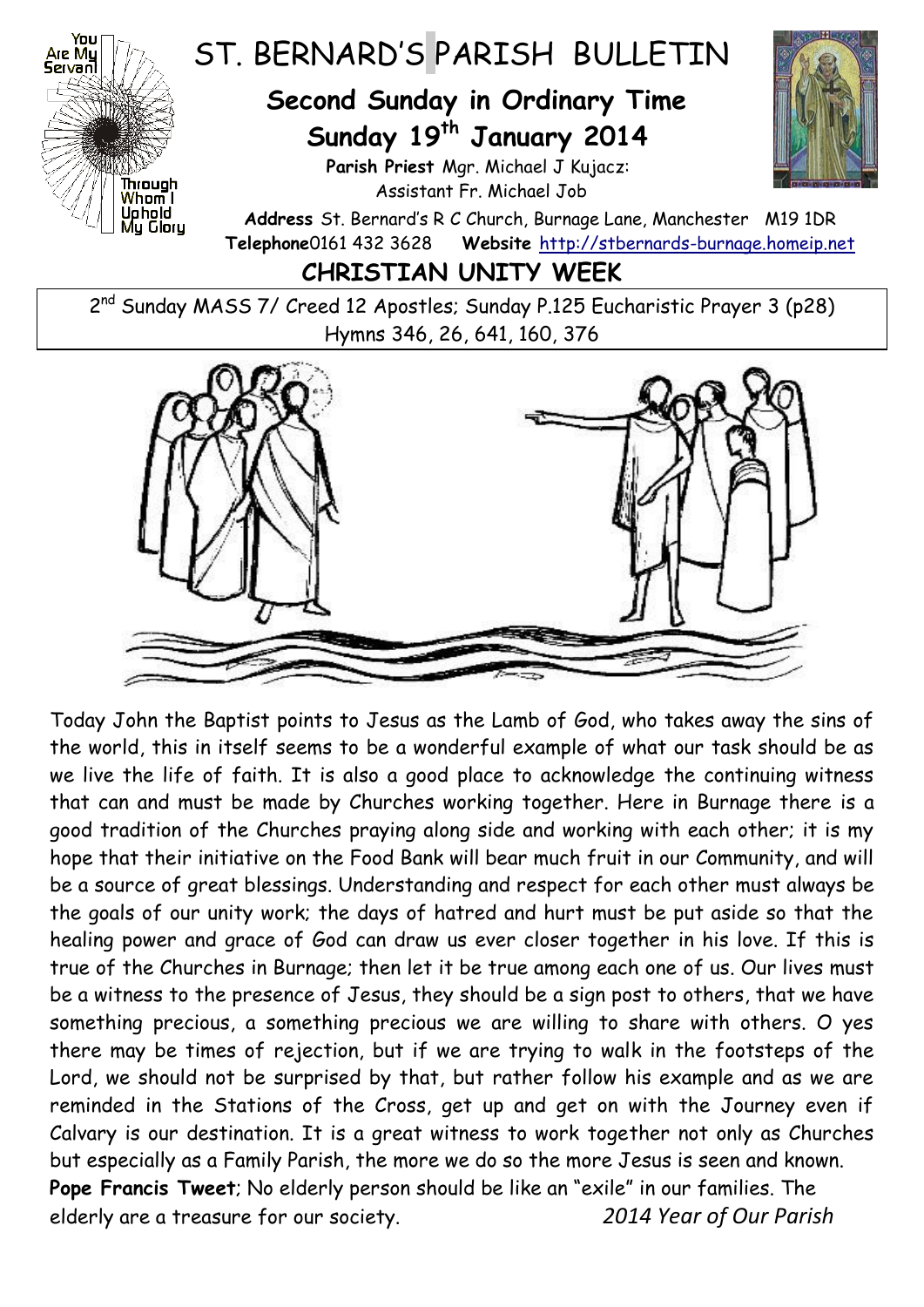# ST. BERNARD'S PARISH BULLETIN

## Second Sunday in Ordinary Time

## Sunday 19th January 2014

**Parish Priest** Mgr. Michael J Kujacz:
Assistant Fr. Michael Job

**Address** St. Bernard's R C Church, Burnage Lane, Manchester M19 1DR
**Telephone** 0161 432 3628 **Website** http://stbernards-burnage.homeip.net

## CHRISTIAN UNITY WEEK

2nd Sunday MASS 7/ Creed 12 Apostles; Sunday P.125 Eucharistic Prayer 3 (p28)
Hymns 346, 26, 641, 160, 376

Today John the Baptist points to Jesus as the Lamb of God, who takes away the sins of the world, this in itself seems to be a wonderful example of what our task should be as we live the life of faith. It is also a good place to acknowledge the continuing witness that can and must be made by Churches working together. Here in Burnage there is a good tradition of the Churches praying along side and working with each other; it is my hope that their initiative on the Food Bank will bear much fruit in our Community, and will be a source of great blessings. Understanding and respect for each other must always be the goals of our unity work; the days of hatred and hurt must be put aside so that the healing power and grace of God can draw us ever closer together in his love. If this is true of the Churches in Burnage; then let it be true among each one of us. Our lives must be a witness to the presence of Jesus, they should be a sign post to others, that we have something precious, a something precious we are willing to share with others. O yes there may be times of rejection, but if we are trying to walk in the footsteps of the Lord, we should not be surprised by that, but rather follow his example and as we are reminded in the Stations of the Cross, get up and get on with the Journey even if Calvary is our destination. It is a great witness to work together not only as Churches but especially as a Family Parish, the more we do so the more Jesus is seen and known.

**Pope Francis Tweet**; No elderly person should be like an "exile" in our families. The elderly are a treasure for our society.

*2014 Year of Our Parish*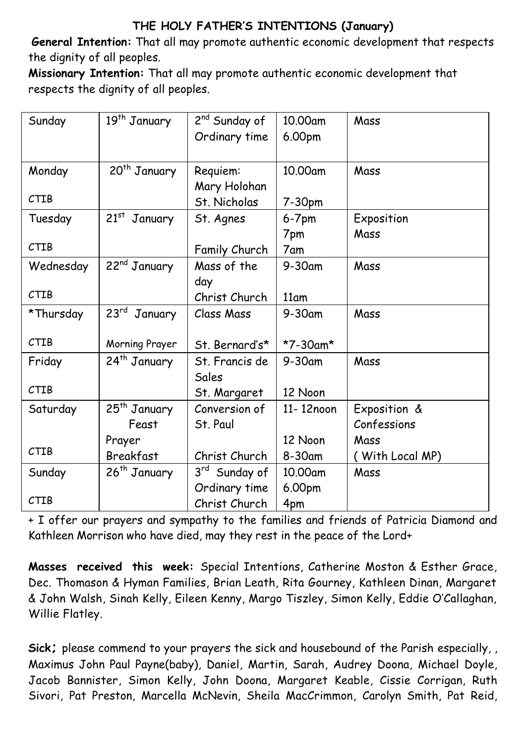**THE HOLY FATHER'S INTENTIONS (January)**

**General Intention:** That all may promote authentic economic development that respects the dignity of all peoples.

**Missionary Intention:** That all may promote authentic economic development that respects the dignity of all peoples.

| | | | | |
|---|---|---|---|---|
| Sunday | 19th January | 2nd Sunday of Ordinary time | 10.00am<br>6.00pm | Mass |
| Monday<br><br>CTIB | 20th January | Requiem: Mary Holohan<br>St. Nicholas | 10.00am<br><br>7-30pm | Mass |
| Tuesday<br><br>CTIB | 21st January | St. Agnes<br><br>Family Church | 6-7pm<br>7pm<br>7am | Exposition<br>Mass |
| Wednesday<br><br>CTIB | 22nd January | Mass of the day<br>Christ Church | 9-30am<br><br>11am | Mass |
| *Thursday<br><br>CTIB | 23rd January<br><br>Morning Prayer | Class Mass<br><br>St. Bernard's* | 9-30am<br><br>*7-30am* | Mass |
| Friday<br><br>CTIB | 24th January | St. Francis de Sales<br>St. Margaret | 9-30am<br><br>12 Noon | Mass |
| Saturday<br><br>CTIB | 25th January Feast<br>Prayer Breakfast | Conversion of St. Paul<br><br>Christ Church | 11- 12noon<br><br>12 Noon<br>8-30am | Exposition & Confessions<br>Mass<br>( With Local MP) |
| Sunday<br><br>CTIB | 26th January | 3rd Sunday of Ordinary time<br>Christ Church | 10.00am<br>6.00pm<br>4pm | Mass |

+ I offer our prayers and sympathy to the families and friends of Patricia Diamond and Kathleen Morrison who have died, may they rest in the peace of the Lord+

**Masses received this week:** Special Intentions, Catherine Moston & Esther Grace, Dec. Thomason & Hyman Families, Brian Leath, Rita Gourney, Kathleen Dinan, Margaret & John Walsh, Sinah Kelly, Eileen Kenny, Margo Tiszley, Simon Kelly, Eddie O'Callaghan, Willie Flatley.

**Sick;** please commend to your prayers the sick and housebound of the Parish especially, , Maximus John Paul Payne(baby), Daniel, Martin, Sarah, Audrey Doona, Michael Doyle, Jacob Bannister, Simon Kelly, John Doona, Margaret Keable, Cissie Corrigan, Ruth Sivori, Pat Preston, Marcella McNevin, Sheila MacCrimmon, Carolyn Smith, Pat Reid,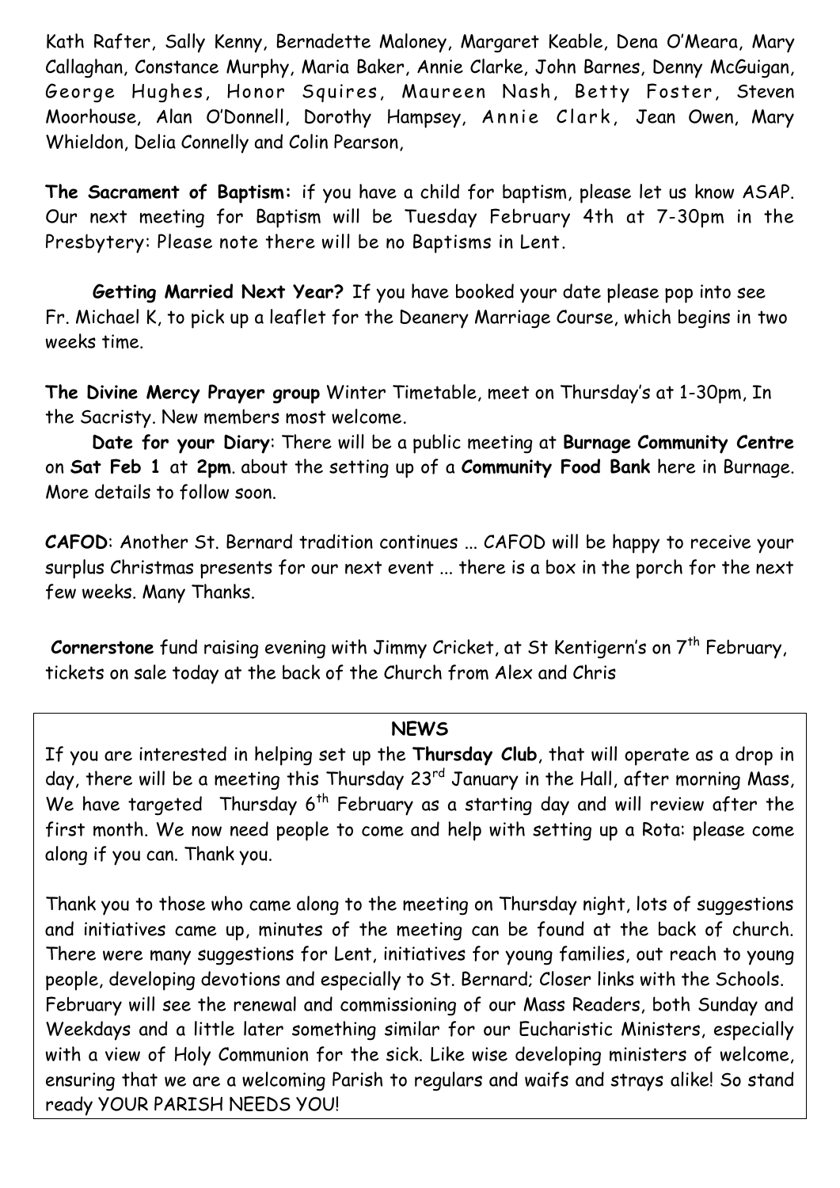Kath Rafter, Sally Kenny, Bernadette Maloney, Margaret Keable, Dena O'Meara, Mary Callaghan, Constance Murphy, Maria Baker, Annie Clarke, John Barnes, Denny McGuigan, George Hughes, Honor Squires, Maureen Nash, Betty Foster, Steven Moorhouse, Alan O'Donnell, Dorothy Hampsey, Annie Clark, Jean Owen, Mary Whieldon, Delia Connelly and Colin Pearson,

**The Sacrament of Baptism:** if you have a child for baptism, please let us know ASAP. Our next meeting for Baptism will be Tuesday February 4th at 7-30pm in the Presbytery: Please note there will be no Baptisms in Lent.

**Getting Married Next Year?** If you have booked your date please pop into see Fr. Michael K, to pick up a leaflet for the Deanery Marriage Course, which begins in two weeks time.

**The Divine Mercy Prayer group** Winter Timetable, meet on Thursday's at 1-30pm, In the Sacristy. New members most welcome.

**Date for your Diary**: There will be a public meeting at **Burnage Community Centre** on **Sat Feb 1** at **2pm**. about the setting up of a **Community Food Bank** here in Burnage. More details to follow soon.

**CAFOD**: Another St. Bernard tradition continues ... CAFOD will be happy to receive your surplus Christmas presents for our next event ... there is a box in the porch for the next few weeks. Many Thanks.

**Cornerstone** fund raising evening with Jimmy Cricket, at St Kentigern's on 7th February, tickets on sale today at the back of the Church from Alex and Chris

## NEWS

If you are interested in helping set up the **Thursday Club**, that will operate as a drop in day, there will be a meeting this Thursday 23rd January in the Hall, after morning Mass, We have targeted Thursday 6th February as a starting day and will review after the first month. We now need people to come and help with setting up a Rota: please come along if you can. Thank you.

Thank you to those who came along to the meeting on Thursday night, lots of suggestions and initiatives came up, minutes of the meeting can be found at the back of church. There were many suggestions for Lent, initiatives for young families, out reach to young people, developing devotions and especially to St. Bernard; Closer links with the Schools. February will see the renewal and commissioning of our Mass Readers, both Sunday and Weekdays and a little later something similar for our Eucharistic Ministers, especially with a view of Holy Communion for the sick. Like wise developing ministers of welcome, ensuring that we are a welcoming Parish to regulars and waifs and strays alike! So stand ready YOUR PARISH NEEDS YOU!